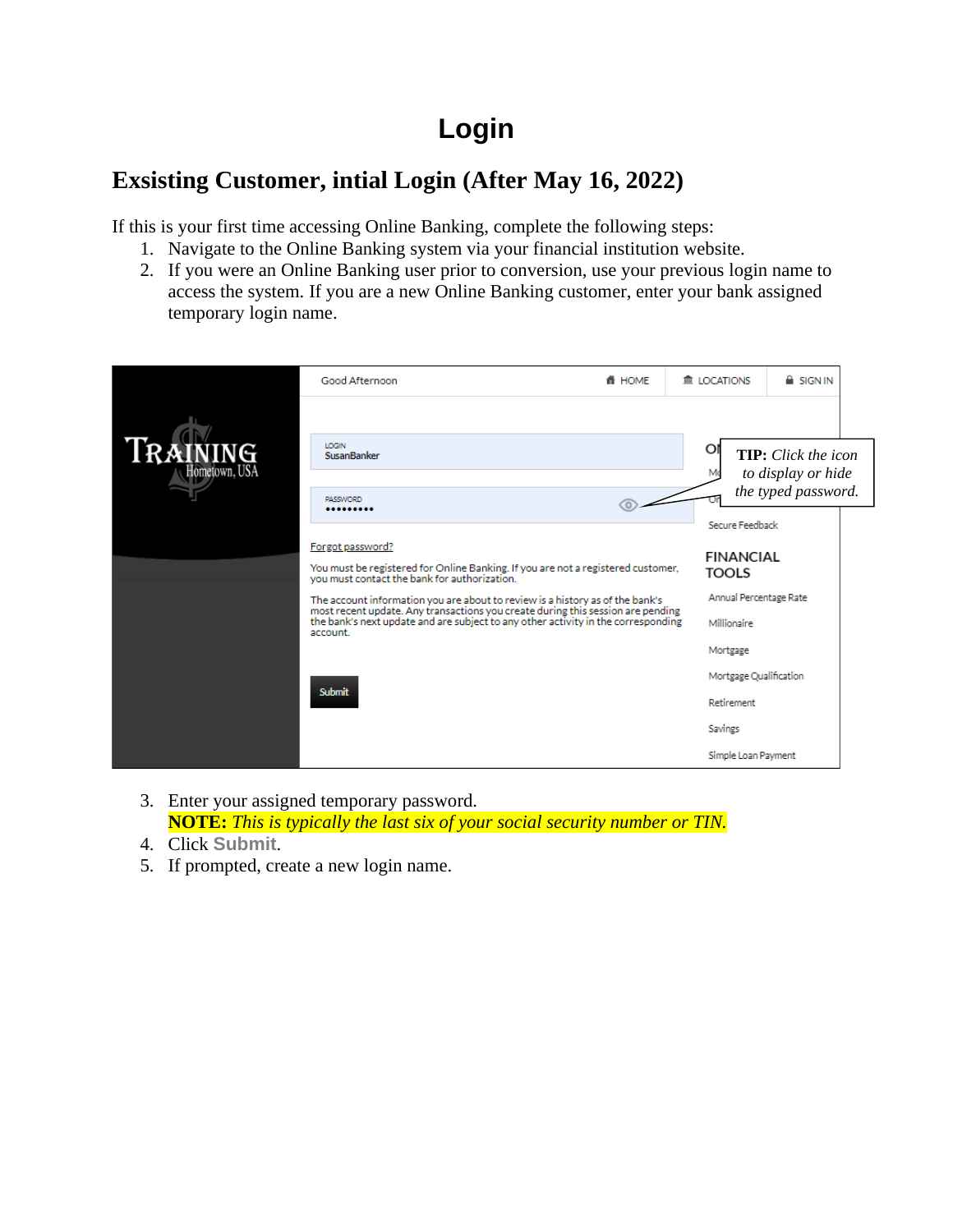# Login

## Exsisting Customer, intial Login (After May 16, 2022)

If this is your first time accessing Online Banking, complete the following steps:

1. Navigate to the Online Banking system via your financial institution website.
2. If you were an Online Banking user prior to conversion, use your previous login name to access the system. If you are a new Online Banking customer, enter your bank assigned temporary login name.

**TIP:** *Click the icon to display or hide the typed password.*

3. Enter your assigned temporary password.
   **NOTE:** *This is typically the last six of your social security number or TIN.*
4. Click **Submit**.
5. If prompted, create a new login name.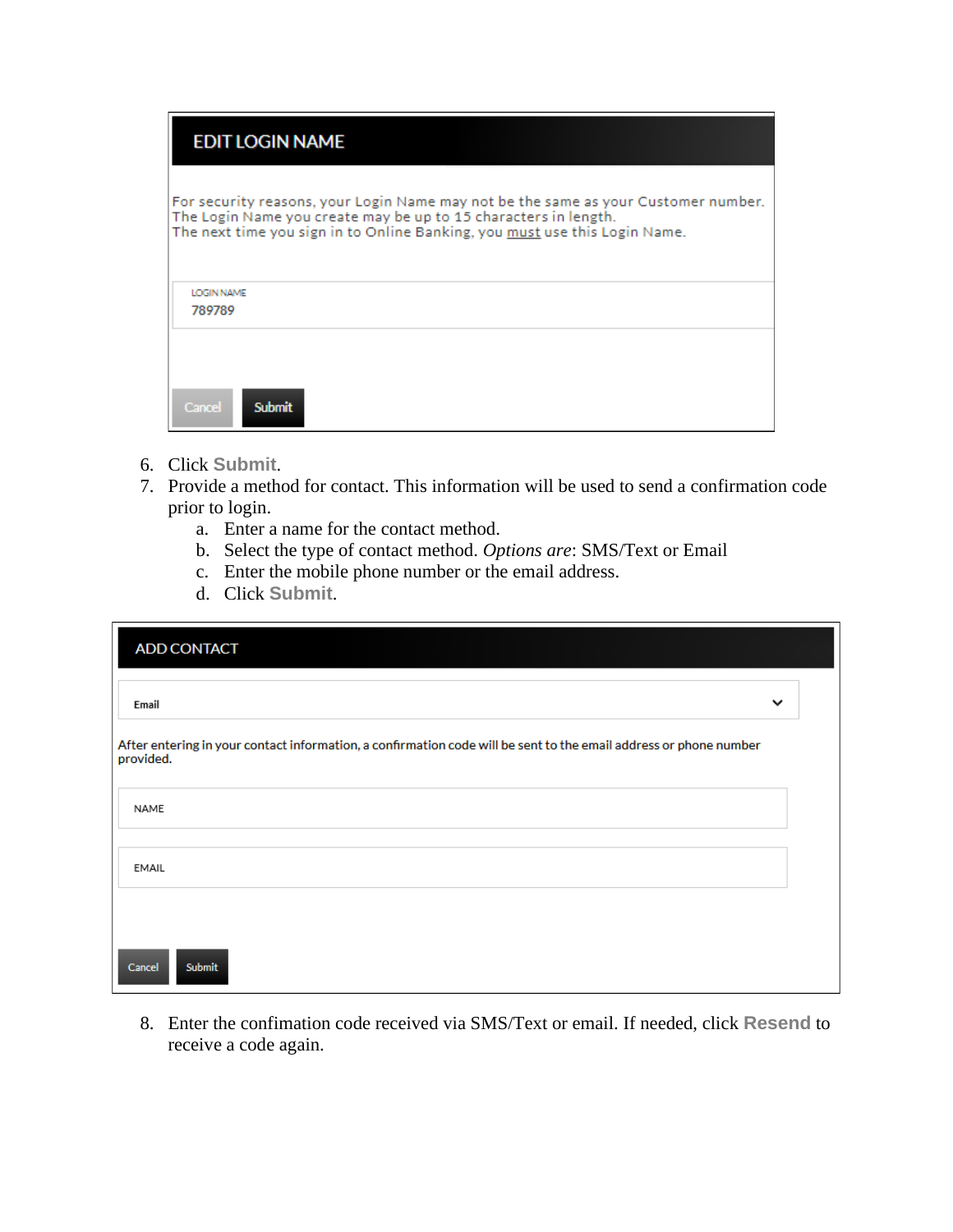**EDIT LOGIN NAME**

For security reasons, your Login Name may not be the same as your Customer number.
The Login Name you create may be up to 15 characters in length.
The next time you sign in to Online Banking, you must use this Login Name.

LOGIN NAME
789789

Cancel | Submit

6. Click **Submit**.
7. Provide a method for contact. This information will be used to send a confirmation code prior to login.
   a. Enter a name for the contact method.
   b. Select the type of contact method. *Options are*: SMS/Text or Email
   c. Enter the mobile phone number or the email address.
   d. Click **Submit**.

**ADD CONTACT**

Email

After entering in your contact information, a confirmation code will be sent to the email address or phone number provided.

NAME

EMAIL

Cancel | Submit

8. Enter the confimation code received via SMS/Text or email. If needed, click **Resend** to receive a code again.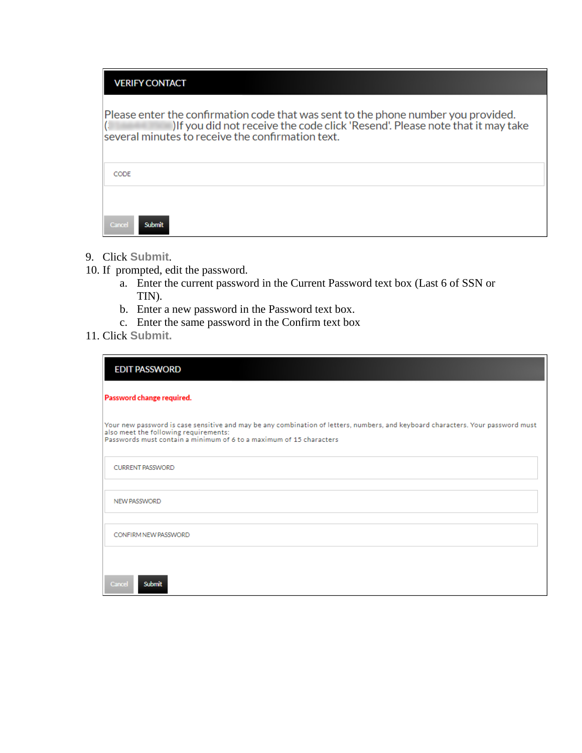VERIFY CONTACT

Please enter the confirmation code that was sent to the phone number you provided. ( )If you did not receive the code click 'Resend'. Please note that it may take several minutes to receive the confirmation text.

CODE

Cancel Submit

9. Click **Submit**.
10. If prompted, edit the password.
    a. Enter the current password in the Current Password text box (Last 6 of SSN or TIN).
    b. Enter a new password in the Password text box.
    c. Enter the same password in the Confirm text box
11. Click **Submit.**

EDIT PASSWORD

**Password change required.**

Your new password is case sensitive and may be any combination of letters, numbers, and keyboard characters. Your password must also meet the following requirements:
Passwords must contain a minimum of 6 to a maximum of 15 characters

CURRENT PASSWORD

NEW PASSWORD

CONFIRM NEW PASSWORD

Cancel Submit